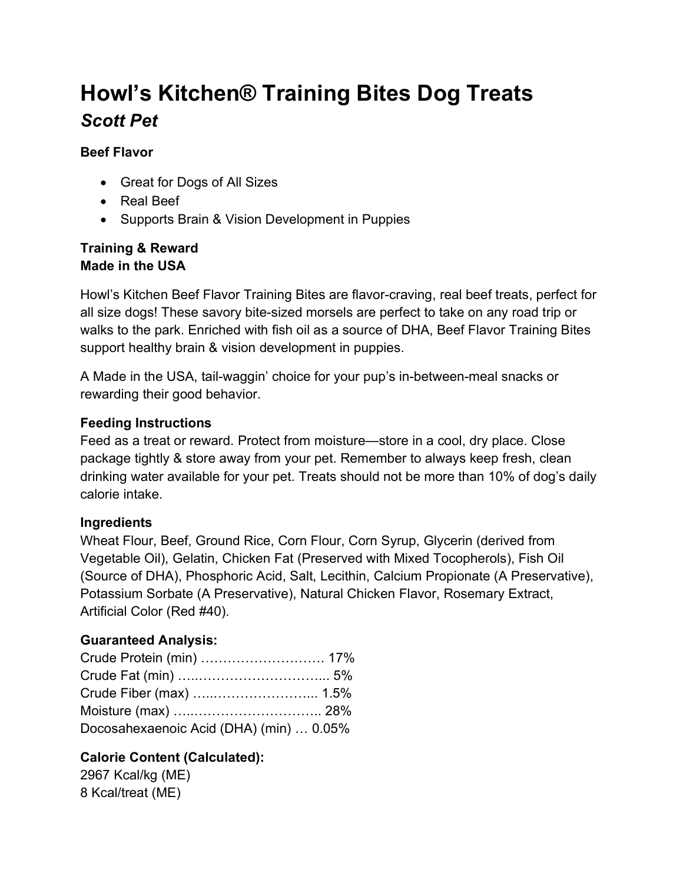# Howl’s Kitchen® Training Bites Dog Treats

## *Scott Pet*

**Beef Flavor**

- Great for Dogs of All Sizes
- Real Beef
- Supports Brain & Vision Development in Puppies

**Training & Reward**
**Made in the USA**

Howl’s Kitchen Beef Flavor Training Bites are flavor-craving, real beef treats, perfect for all size dogs! These savory bite-sized morsels are perfect to take on any road trip or walks to the park. Enriched with fish oil as a source of DHA, Beef Flavor Training Bites support healthy brain & vision development in puppies.

A Made in the USA, tail-waggin’ choice for your pup’s in-between-meal snacks or rewarding their good behavior.

### Feeding Instructions

Feed as a treat or reward. Protect from moisture—store in a cool, dry place. Close package tightly & store away from your pet. Remember to always keep fresh, clean drinking water available for your pet. Treats should not be more than 10% of dog’s daily calorie intake.

### Ingredients

Wheat Flour, Beef, Ground Rice, Corn Flour, Corn Syrup, Glycerin (derived from Vegetable Oil), Gelatin, Chicken Fat (Preserved with Mixed Tocopherols), Fish Oil (Source of DHA), Phosphoric Acid, Salt, Lecithin, Calcium Propionate (A Preservative), Potassium Sorbate (A Preservative), Natural Chicken Flavor, Rosemary Extract, Artificial Color (Red #40).

### Guaranteed Analysis:

Crude Protein (min) ………………………. 17%
Crude Fat (min) …..……………………... 5%
Crude Fiber (max) …..…………………... 1.5%
Moisture (max) …..……………………….. 28%
Docosahexaenoic Acid (DHA) (min) … 0.05%

### Calorie Content (Calculated):

2967 Kcal/kg (ME)
8 Kcal/treat (ME)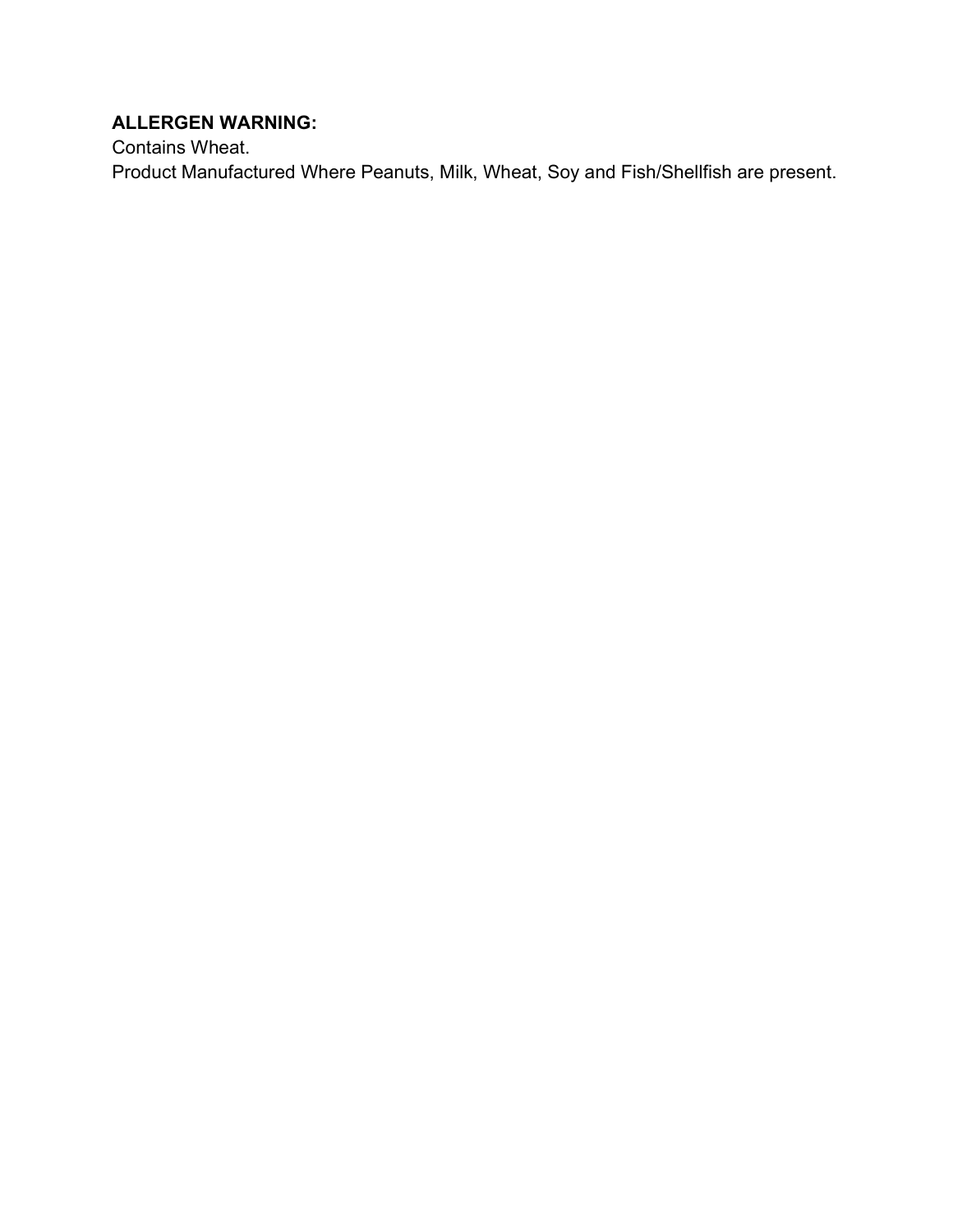**ALLERGEN WARNING:**

Contains Wheat.

Product Manufactured Where Peanuts, Milk, Wheat, Soy and Fish/Shellfish are present.